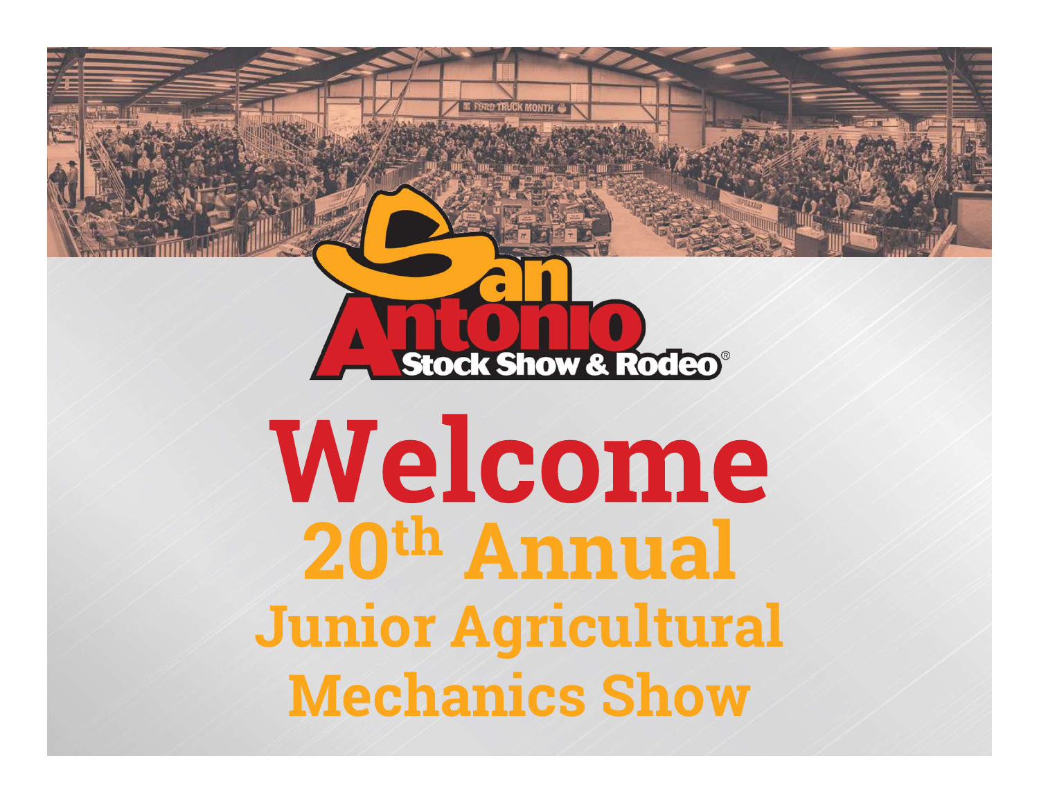San Antonio Stock Show & Rodeo®

# Welcome

## 20th Annual

## Junior Agricultural Mechanics Show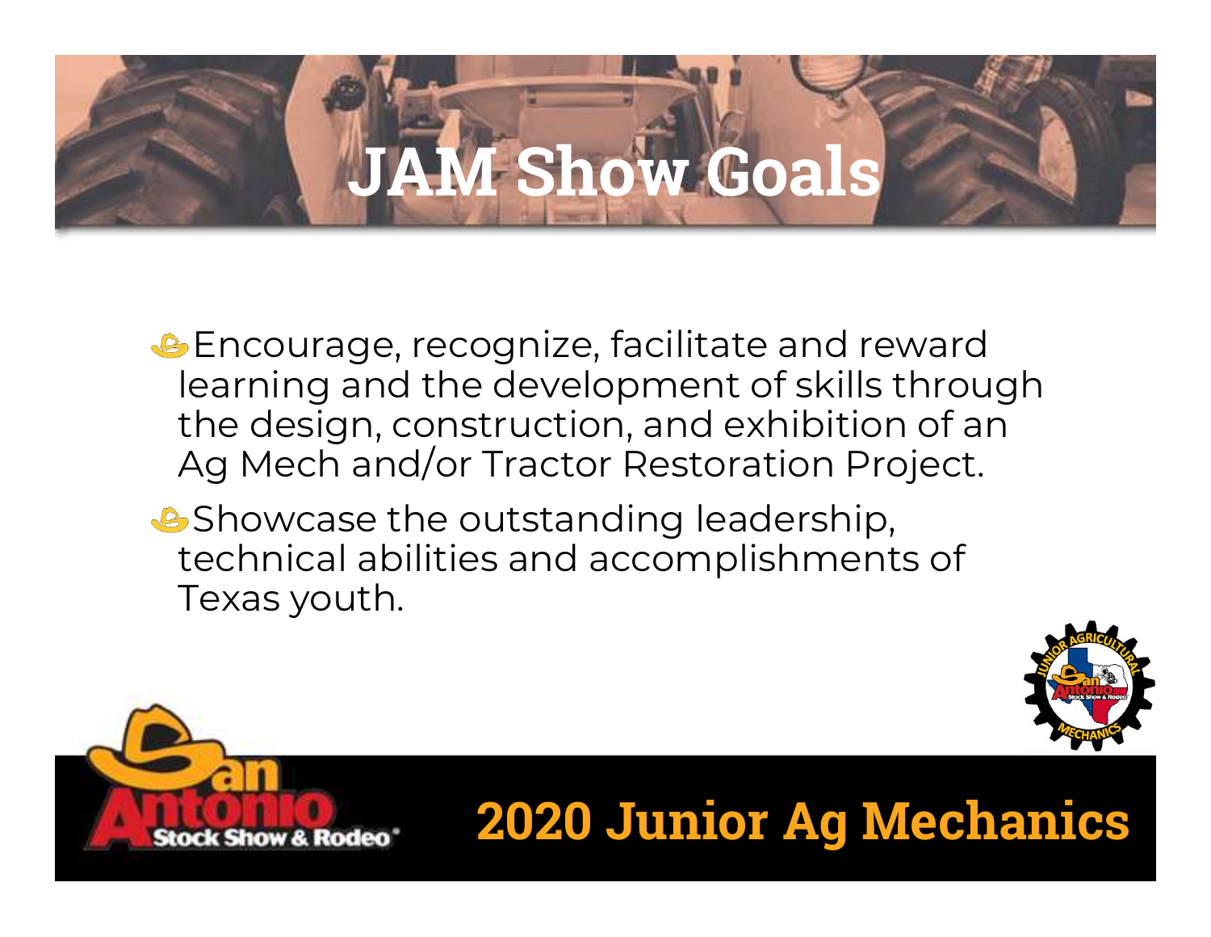# JAM Show Goals

- Encourage, recognize, facilitate and reward learning and the development of skills through the design, construction, and exhibition of an Ag Mech and/or Tractor Restoration Project.
- Showcase the outstanding leadership, technical abilities and accomplishments of Texas youth.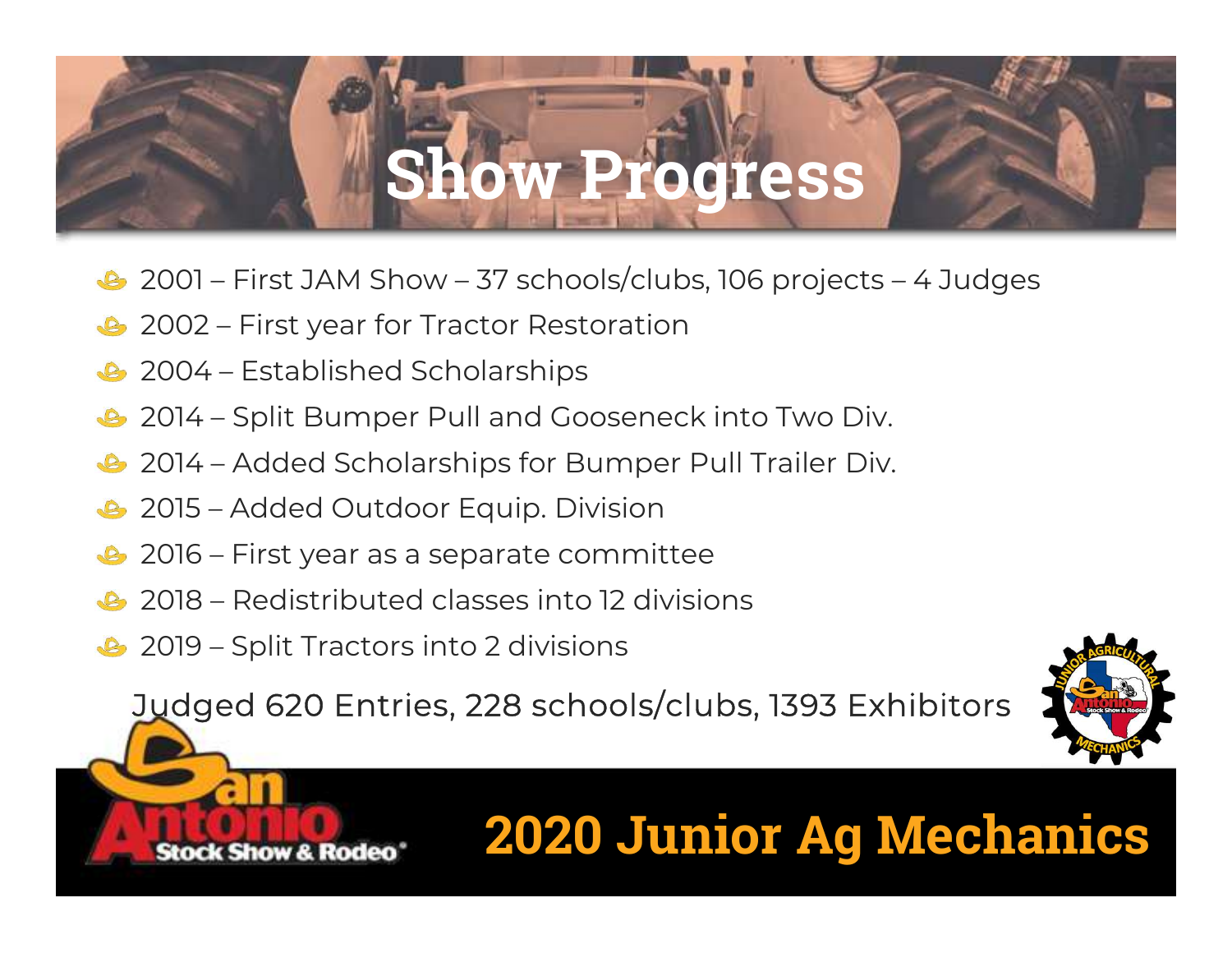# Show Progress

- 2001 – First JAM Show – 37 schools/clubs, 106 projects – 4 Judges
- 2002 – First year for Tractor Restoration
- 2004 – Established Scholarships
- 2014 – Split Bumper Pull and Gooseneck into Two Div.
- 2014 – Added Scholarships for Bumper Pull Trailer Div.
- 2015 – Added Outdoor Equip. Division
- 2016 – First year as a separate committee
- 2018 – Redistributed classes into 12 divisions
- 2019 – Split Tractors into 2 divisions

Judged 620 Entries, 228 schools/clubs, 1393 Exhibitors

San Antonio Stock Show & Rodeo

**2020 Junior Ag Mechanics**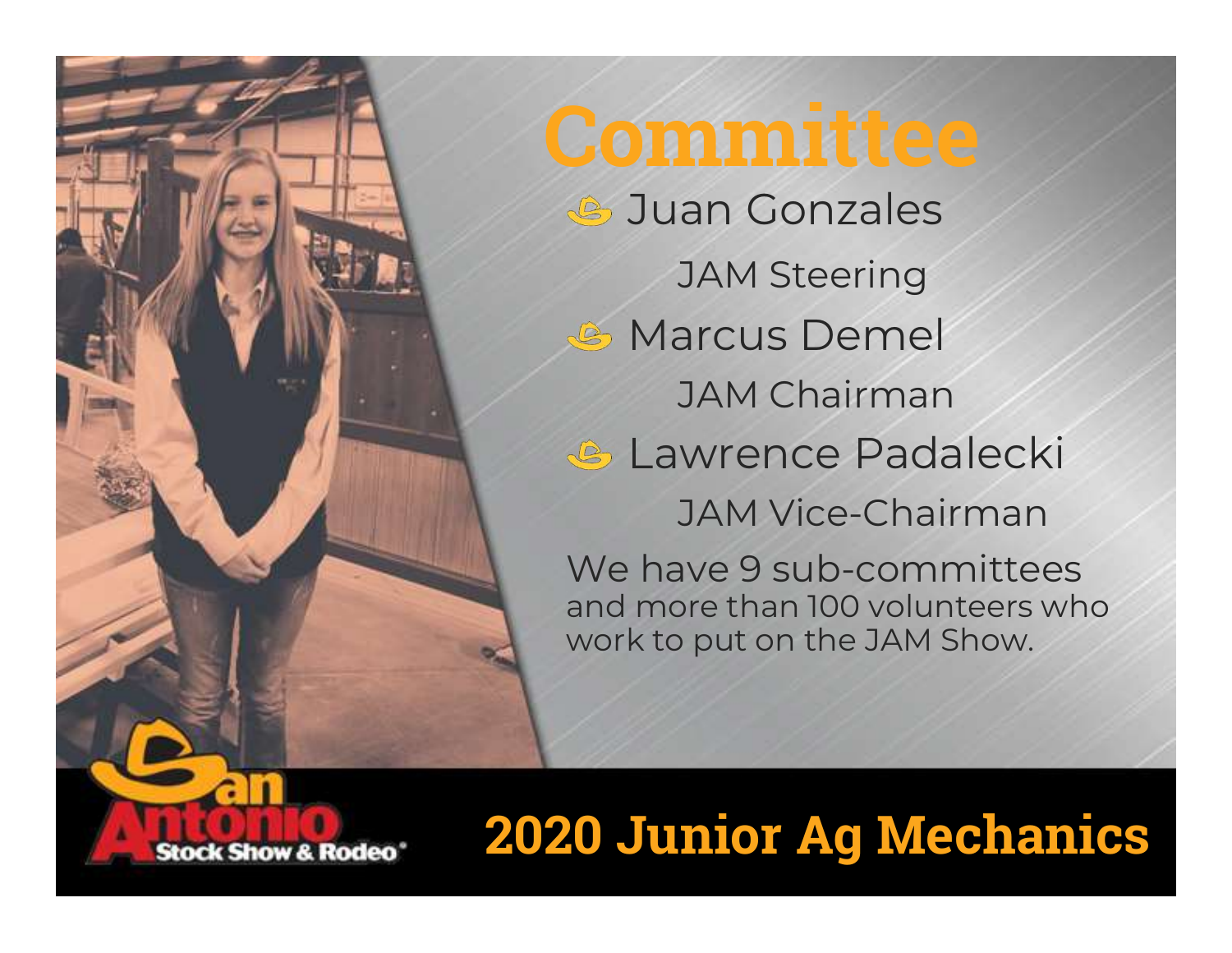# Committee

- Juan Gonzales
  JAM Steering
- Marcus Demel
  JAM Chairman
- Lawrence Padalecki
  JAM Vice-Chairman

We have 9 sub-committees and more than 100 volunteers who work to put on the JAM Show.

San Antonio Stock Show & Rodeo

## 2020 Junior Ag Mechanics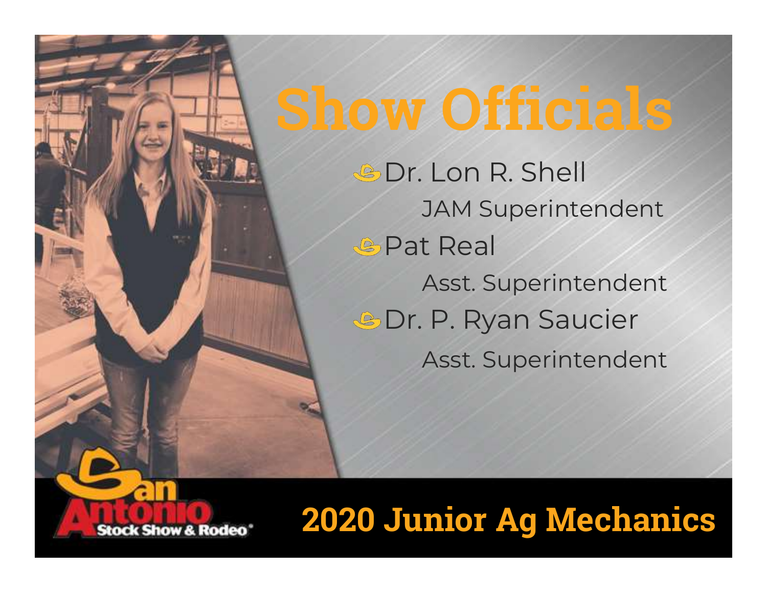# Show Officials

- Dr. Lon R. Shell
  JAM Superintendent
- Pat Real
  Asst. Superintendent
- Dr. P. Ryan Saucier
  Asst. Superintendent

San Antonio Stock Show & Rodeo

**2020 Junior Ag Mechanics**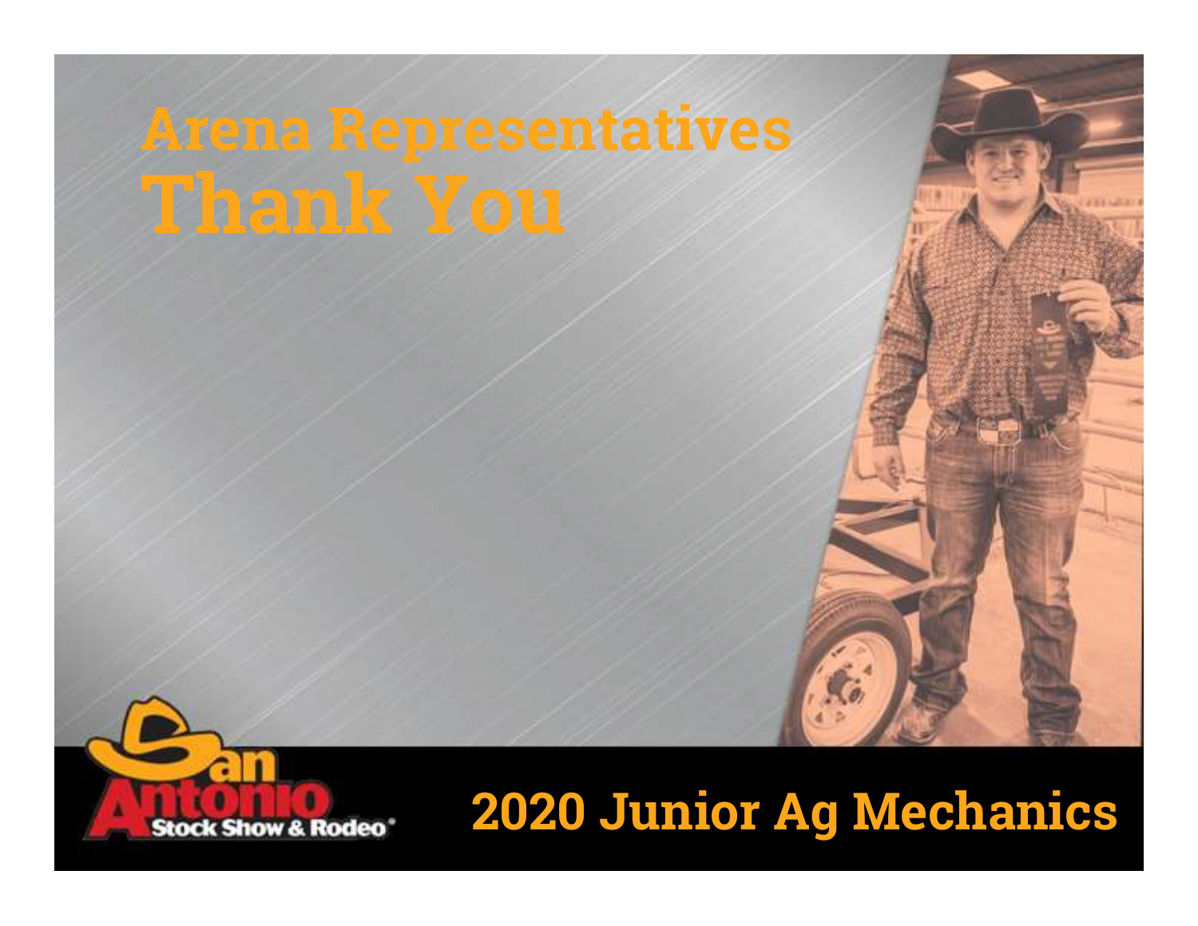# Arena Representatives
# Thank You

San Antonio Stock Show & Rodeo

## 2020 Junior Ag Mechanics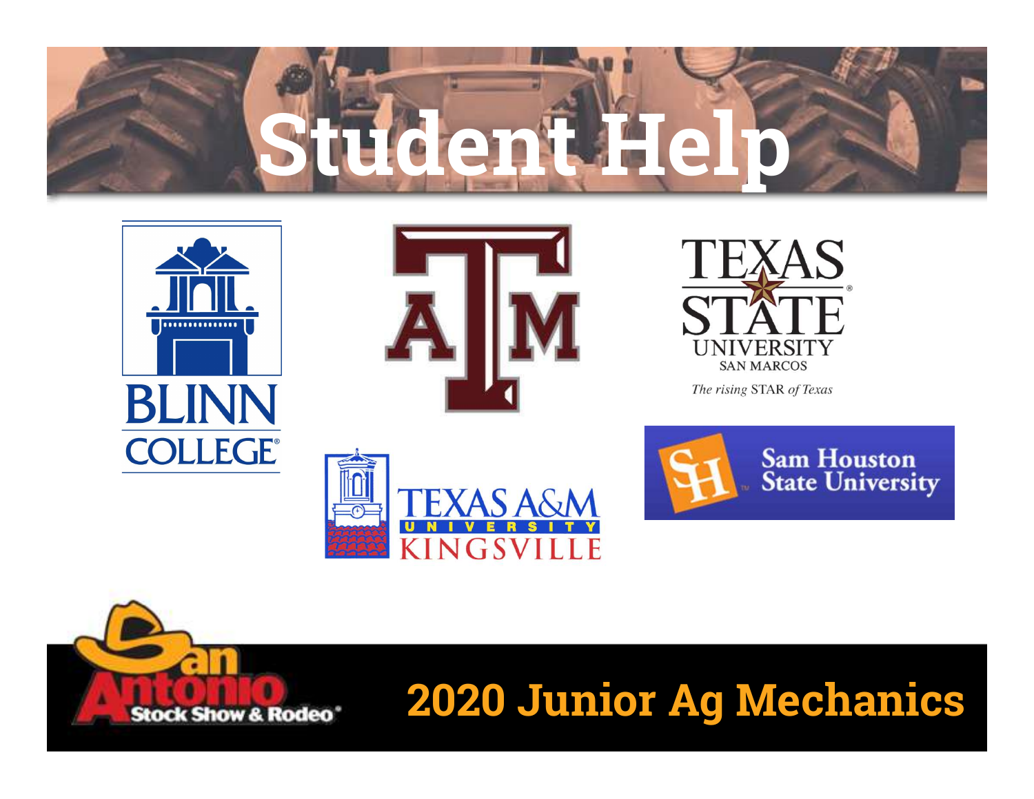# Student Help

BLINN COLLEGE

A&M

TEXAS STATE UNIVERSITY SAN MARCOS

*The rising STAR of Texas*

TEXAS A&M UNIVERSITY KINGSVILLE

Sam Houston State University

San Antonio Stock Show & Rodeo

**2020 Junior Ag Mechanics**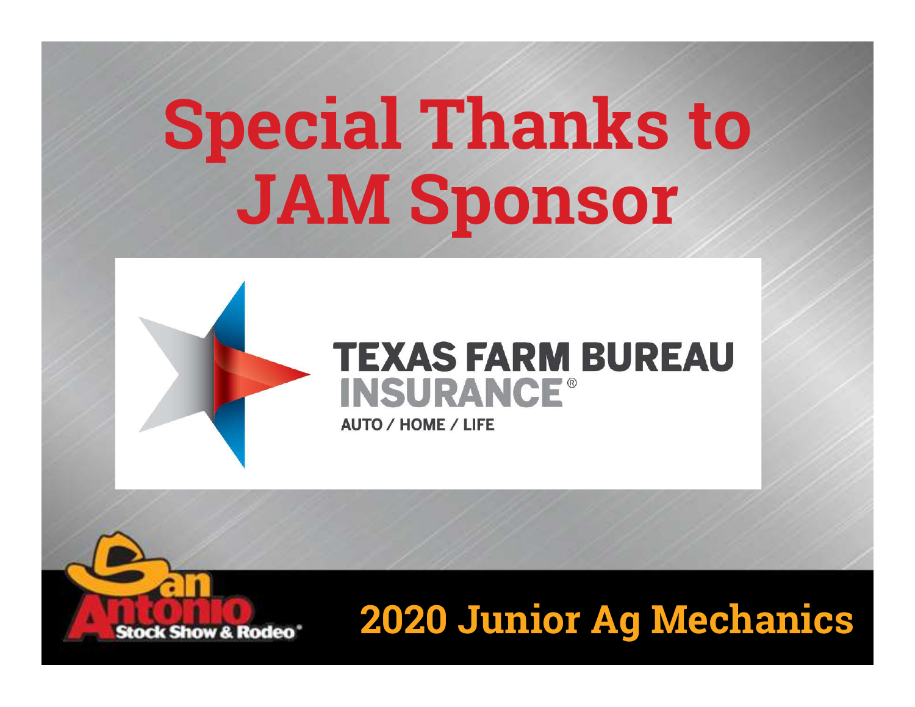# Special Thanks to JAM Sponsor

TEXAS FARM BUREAU INSURANCE®

AUTO / HOME / LIFE

San Antonio Stock Show & Rodeo

## 2020 Junior Ag Mechanics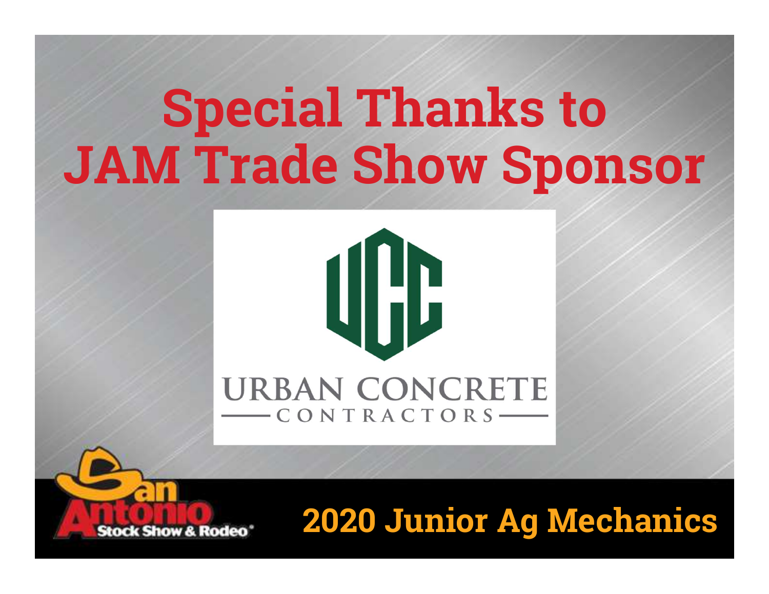# Special Thanks to JAM Trade Show Sponsor

UCC

URBAN CONCRETE
CONTRACTORS

San Antonio Stock Show & Rodeo

**2020 Junior Ag Mechanics**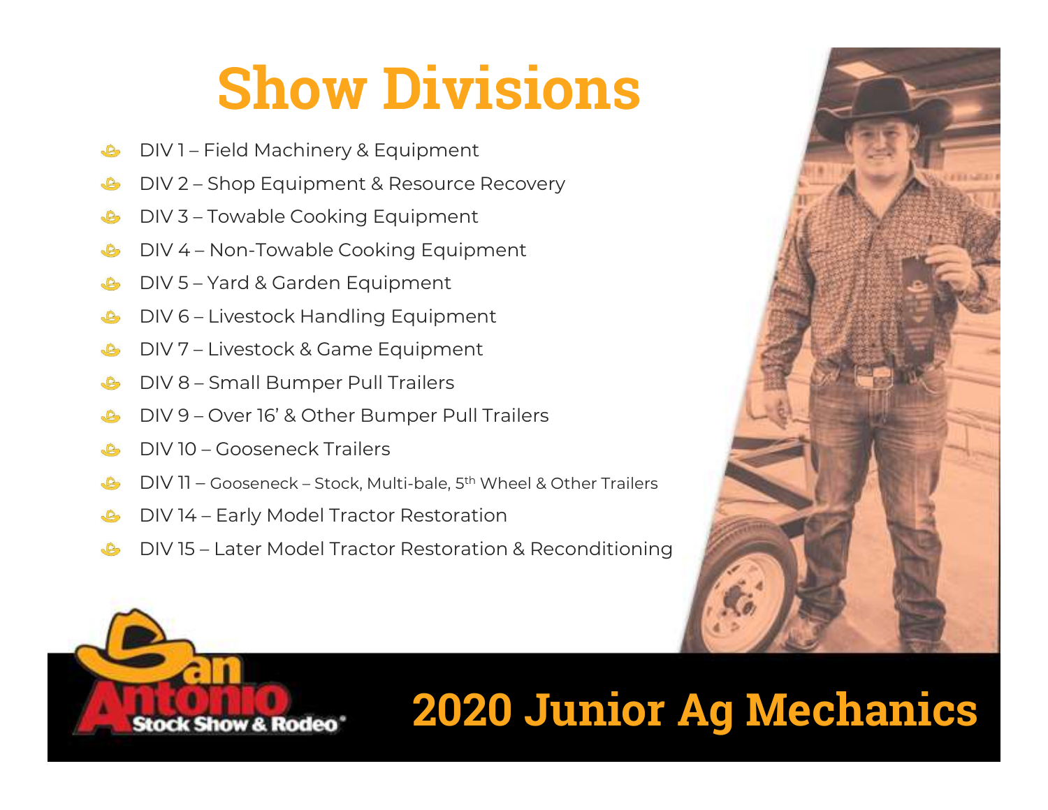# Show Divisions

- DIV 1 – Field Machinery & Equipment
- DIV 2 – Shop Equipment & Resource Recovery
- DIV 3 – Towable Cooking Equipment
- DIV 4 – Non-Towable Cooking Equipment
- DIV 5 – Yard & Garden Equipment
- DIV 6 – Livestock Handling Equipment
- DIV 7 – Livestock & Game Equipment
- DIV 8 – Small Bumper Pull Trailers
- DIV 9 – Over 16' & Other Bumper Pull Trailers
- DIV 10 – Gooseneck Trailers
- DIV 11 – Gooseneck – Stock, Multi-bale, $5^{th}$ Wheel & Other Trailers
- DIV 14 – Early Model Tractor Restoration
- DIV 15 – Later Model Tractor Restoration & Reconditioning

San Antonio Stock Show & Rodeo

## 2020 Junior Ag Mechanics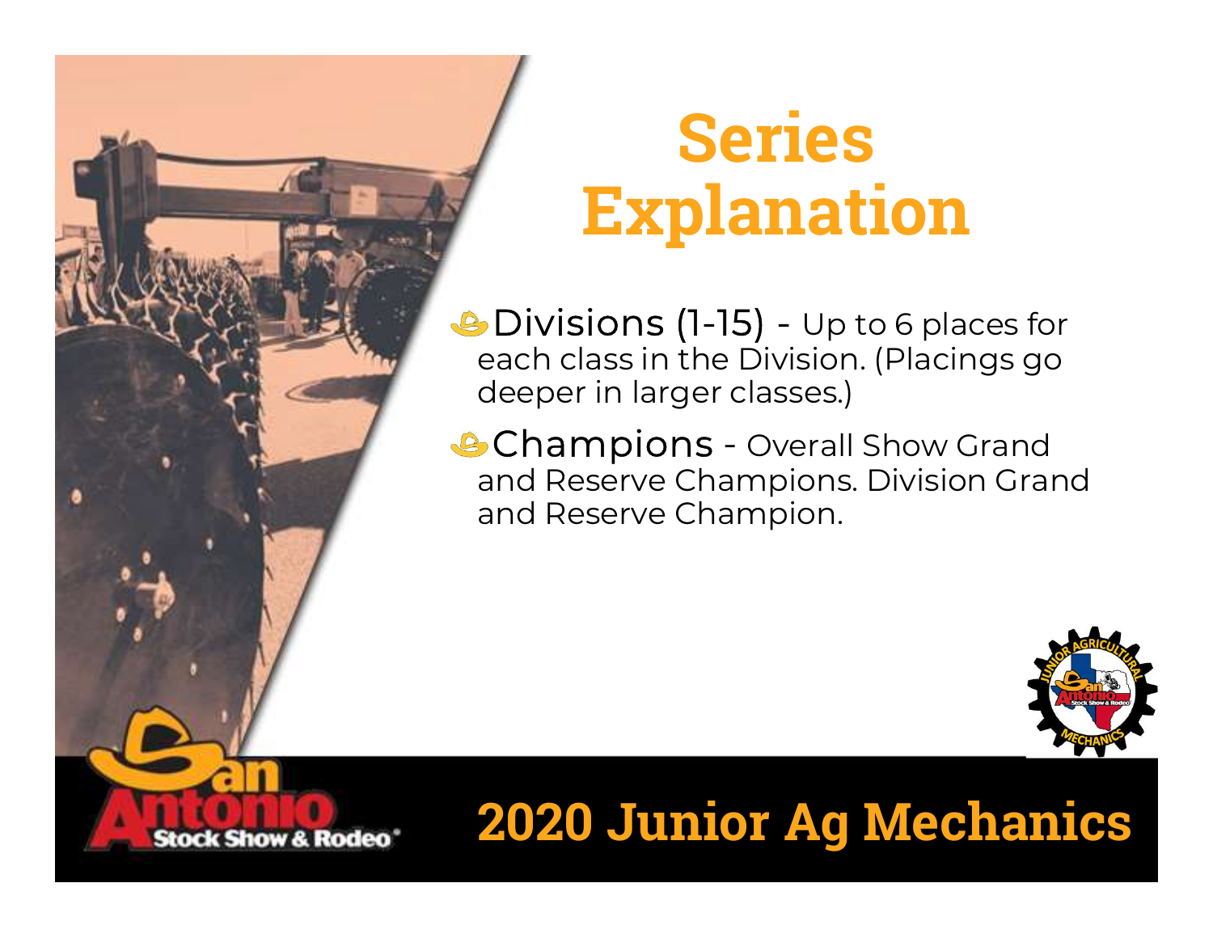# Series Explanation

- Divisions (1-15) - Up to 6 places for each class in the Division. (Placings go deeper in larger classes.)
- Champions - Overall Show Grand and Reserve Champions. Division Grand and Reserve Champion.

## 2020 Junior Ag Mechanics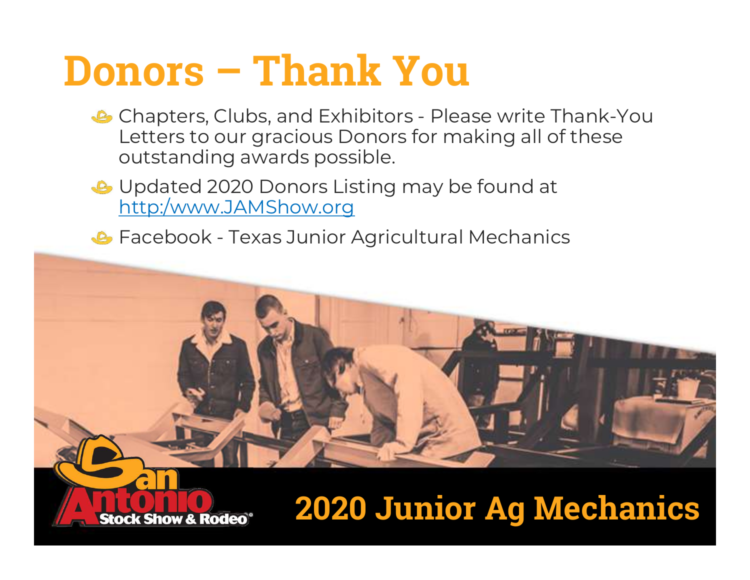# Donors – Thank You

- Chapters, Clubs, and Exhibitors - Please write Thank-You Letters to our gracious Donors for making all of these outstanding awards possible.
- Updated 2020 Donors Listing may be found at http:/www.JAMShow.org
- Facebook - Texas Junior Agricultural Mechanics

San Antonio Stock Show & Rodeo

2020 Junior Ag Mechanics